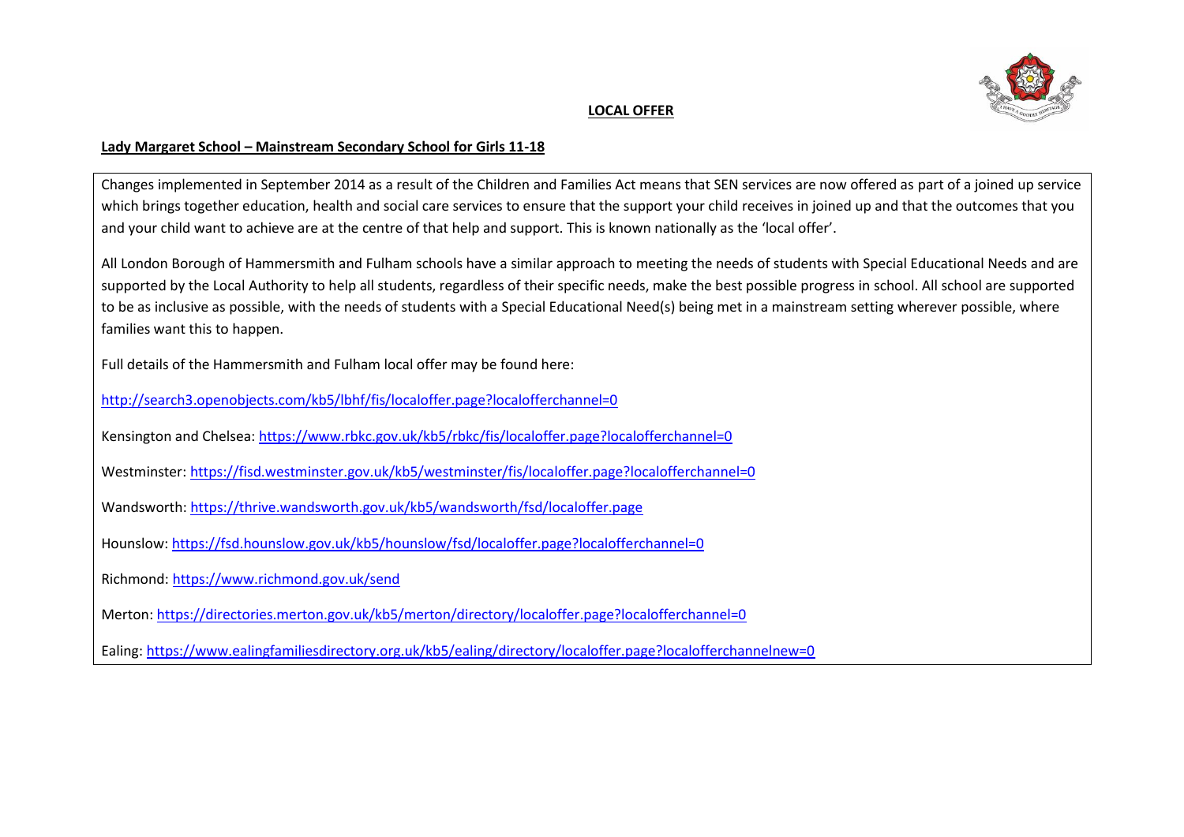# LOCAL OFFER

## Lady Margaret School – Mainstream Secondary School for Girls 11-18

Changes implemented in September 2014 as a result of the Children and Families Act means that SEN services are now offered as part of a joined up service which brings together education, health and social care services to ensure that the support your child receives in joined up and that the outcomes that you and your child want to achieve are at the centre of that help and support. This is known nationally as the 'local offer'.

All London Borough of Hammersmith and Fulham schools have a similar approach to meeting the needs of students with Special Educational Needs and are supported by the Local Authority to help all students, regardless of their specific needs, make the best possible progress in school. All school are supported to be as inclusive as possible, with the needs of students with a Special Educational Need(s) being met in a mainstream setting wherever possible, where families want this to happen.

Full details of the Hammersmith and Fulham local offer may be found here:

http://search3.openobjects.com/kb5/lbhf/fis/localoffer.page?localofferchannel=0

Kensington and Chelsea: https://www.rbkc.gov.uk/kb5/rbkc/fis/localoffer.page?localofferchannel=0

Westminster: https://fisd.westminster.gov.uk/kb5/westminster/fis/localoffer.page?localofferchannel=0

Wandsworth: https://thrive.wandsworth.gov.uk/kb5/wandsworth/fsd/localoffer.page

Hounslow: https://fsd.hounslow.gov.uk/kb5/hounslow/fsd/localoffer.page?localofferchannel=0

Richmond: https://www.richmond.gov.uk/send

Merton: https://directories.merton.gov.uk/kb5/merton/directory/localoffer.page?localofferchannel=0

Ealing: https://www.ealingfamiliesdirectory.org.uk/kb5/ealing/directory/localoffer.page?localofferchannelnew=0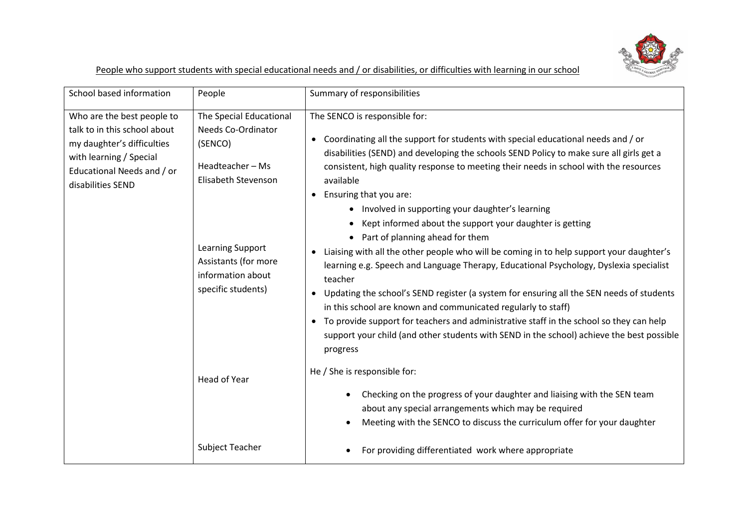<u>People who support students with special educational needs and / or disabilities, or difficulties with learning in our school</u>

| School based information | People | Summary of responsibilities |
|---|---|---|
| Who are the best people to talk to in this school about my daughter's difficulties with learning / Special Educational Needs and / or disabilities SEND | The Special Educational Needs Co-Ordinator (SENCO)<br><br>Headteacher – Ms Elisabeth Stevenson<br><br>Learning Support Assistants (for more information about specific students) | The SENCO is responsible for:<br><br>• Coordinating all the support for students with special educational needs and / or disabilities (SEND) and developing the schools SEND Policy to make sure all girls get a consistent, high quality response to meeting their needs in school with the resources available<br>• Ensuring that you are:<br>    ◦ Involved in supporting your daughter's learning<br>    ◦ Kept informed about the support your daughter is getting<br>    ◦ Part of planning ahead for them<br>• Liaising with all the other people who will be coming in to help support your daughter's learning e.g. Speech and Language Therapy, Educational Psychology, Dyslexia specialist teacher<br>• Updating the school's SEND register (a system for ensuring all the SEN needs of students in this school are known and communicated regularly to staff)<br>• To provide support for teachers and administrative staff in the school so they can help support your child (and other students with SEND in the school) achieve the best possible progress |
| | Head of Year | He / She is responsible for:<br><br>• Checking on the progress of your daughter and liaising with the SEN team about any special arrangements which may be required<br>• Meeting with the SENCO to discuss the curriculum offer for your daughter |
| | Subject Teacher | • For providing differentiated work where appropriate |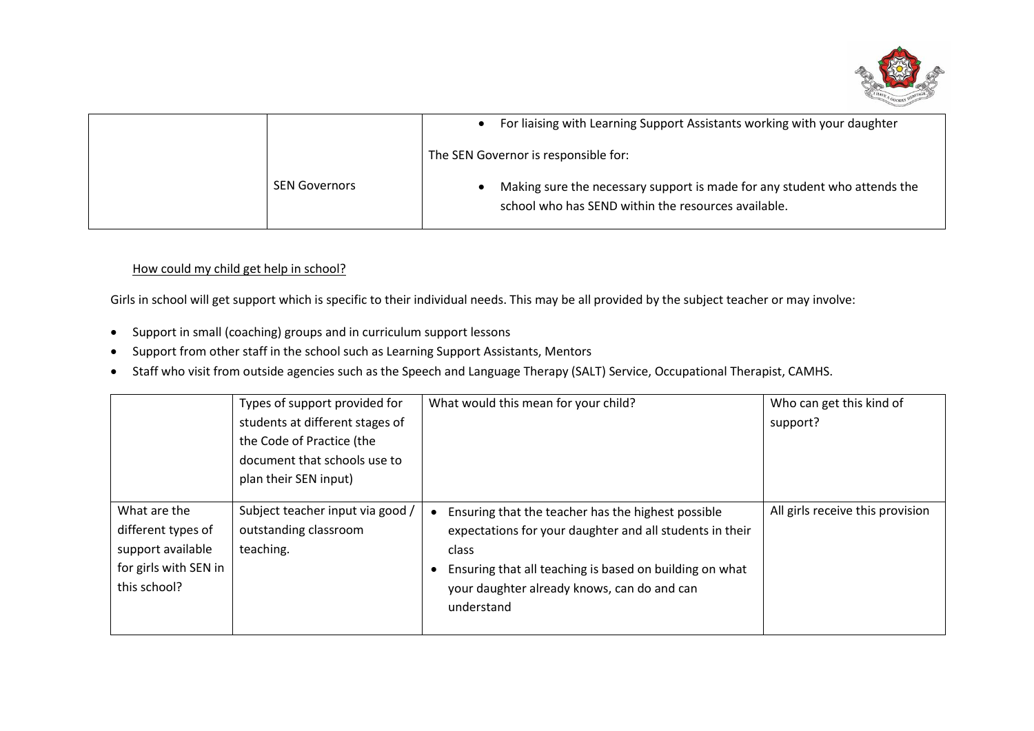|  |  |  |
|---|---|---|
|  | SEN Governors | • For liaising with Learning Support Assistants working with your daughter<br><br>The SEN Governor is responsible for:<br><br>• Making sure the necessary support is made for any student who attends the school who has SEND within the resources available. |

How could my child get help in school?

Girls in school will get support which is specific to their individual needs. This may be all provided by the subject teacher or may involve:

- Support in small (coaching) groups and in curriculum support lessons
- Support from other staff in the school such as Learning Support Assistants, Mentors
- Staff who visit from outside agencies such as the Speech and Language Therapy (SALT) Service, Occupational Therapist, CAMHS.

|  | Types of support provided for students at different stages of the Code of Practice (the document that schools use to plan their SEN input) | What would this mean for your child? | Who can get this kind of support? |
|---|---|---|---|
| What are the different types of support available for girls with SEN in this school? | Subject teacher input via good / outstanding classroom teaching. | • Ensuring that the teacher has the highest possible expectations for your daughter and all students in their class<br>• Ensuring that all teaching is based on building on what your daughter already knows, can do and can understand | All girls receive this provision |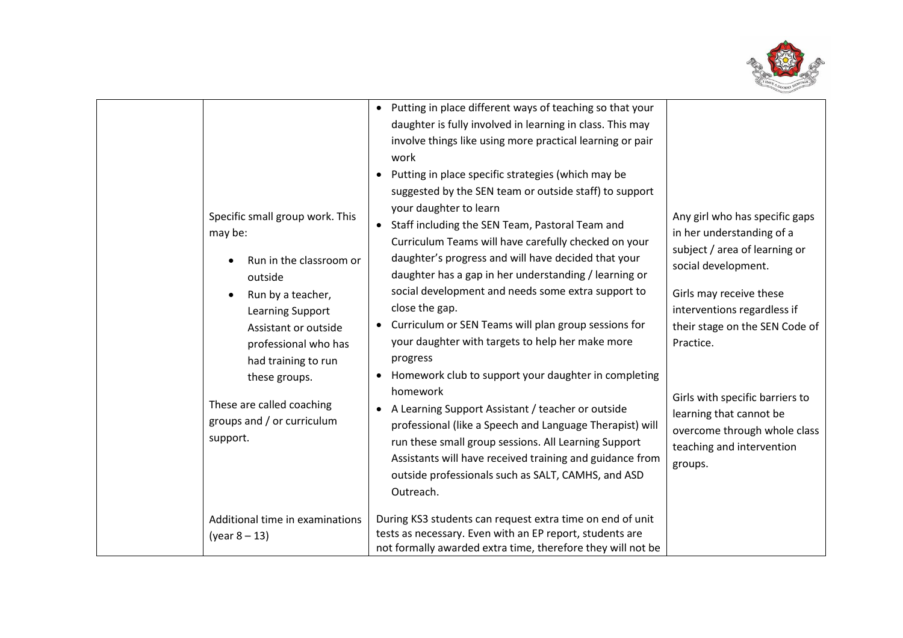| | | | |
|---|---|---|---|
| | Specific small group work. This may be:<br>• Run in the classroom or outside<br>• Run by a teacher, Learning Support Assistant or outside professional who has had training to run these groups.<br><br>These are called coaching groups and / or curriculum support. | • Putting in place different ways of teaching so that your daughter is fully involved in learning in class. This may involve things like using more practical learning or pair work<br>• Putting in place specific strategies (which may be suggested by the SEN team or outside staff) to support your daughter to learn<br>• Staff including the SEN Team, Pastoral Team and Curriculum Teams will have carefully checked on your daughter's progress and will have decided that your daughter has a gap in her understanding / learning or social development and needs some extra support to close the gap.<br>• Curriculum or SEN Teams will plan group sessions for your daughter with targets to help her make more progress<br>• Homework club to support your daughter in completing homework<br>• A Learning Support Assistant / teacher or outside professional (like a Speech and Language Therapist) will run these small group sessions. All Learning Support Assistants will have received training and guidance from outside professionals such as SALT, CAMHS, and ASD Outreach. | Any girl who has specific gaps in her understanding of a subject / area of learning or social development.<br><br>Girls may receive these interventions regardless if their stage on the SEN Code of Practice.<br><br>Girls with specific barriers to learning that cannot be overcome through whole class teaching and intervention groups. |
| | Additional time in examinations (year 8 – 13) | During KS3 students can request extra time on end of unit tests as necessary. Even with an EP report, students are not formally awarded extra time, therefore they will not be | |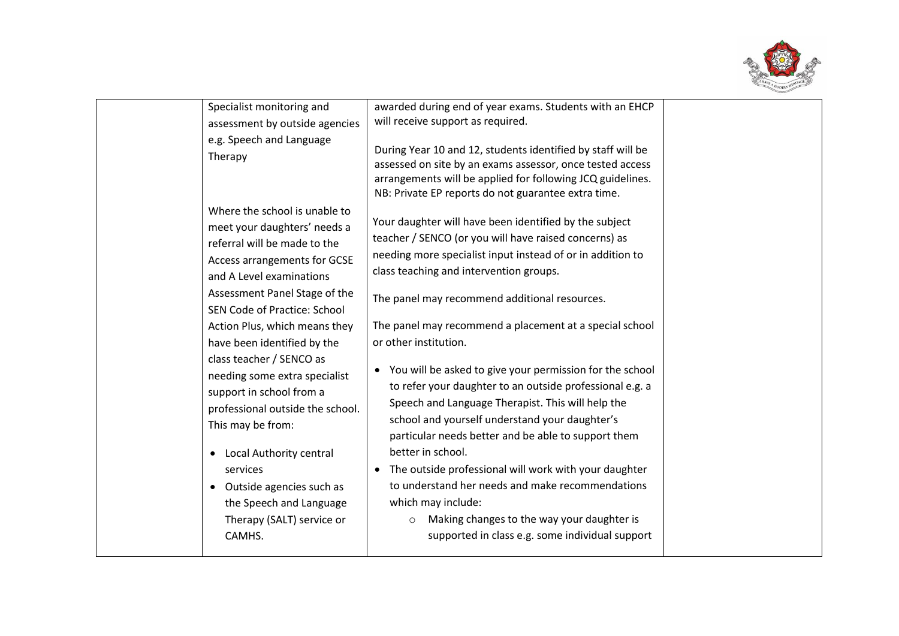| | | | |
|---|---|---|---|
| | Specialist monitoring and assessment by outside agencies e.g. Speech and Language Therapy | awarded during end of year exams. Students with an EHCP will receive support as required.<br><br>During Year 10 and 12, students identified by staff will be assessed on site by an exams assessor, once tested access arrangements will be applied for following JCQ guidelines. NB: Private EP reports do not guarantee extra time. | |
| | Where the school is unable to meet your daughters' needs a referral will be made to the Access arrangements for GCSE and A Level examinations Assessment Panel Stage of the SEN Code of Practice: School Action Plus, which means they have been identified by the class teacher / SENCO as needing some extra specialist support in school from a professional outside the school. This may be from:<br><br>• Local Authority central services<br>• Outside agencies such as the Speech and Language Therapy (SALT) service or CAMHS. | Your daughter will have been identified by the subject teacher / SENCO (or you will have raised concerns) as needing more specialist input instead of or in addition to class teaching and intervention groups.<br><br>The panel may recommend additional resources.<br><br>The panel may recommend a placement at a special school or other institution.<br><br>• You will be asked to give your permission for the school to refer your daughter to an outside professional e.g. a Speech and Language Therapist. This will help the school and yourself understand your daughter's particular needs better and be able to support them better in school.<br>• The outside professional will work with your daughter to understand her needs and make recommendations which may include:<br>  ○ Making changes to the way your daughter is supported in class e.g. some individual support | |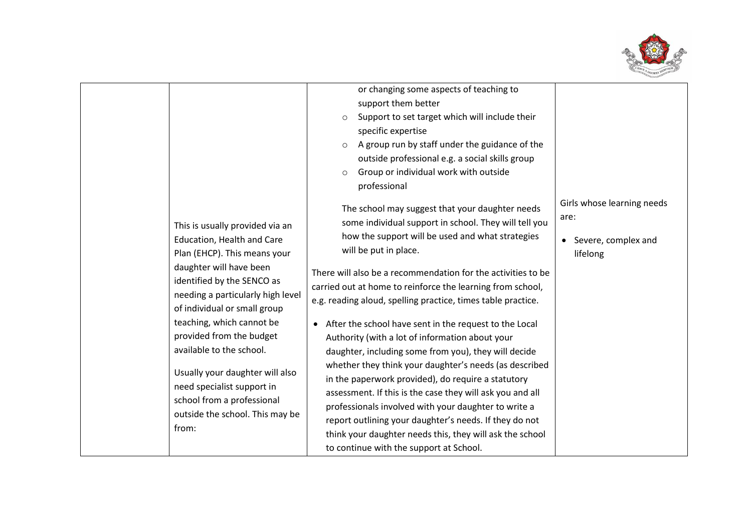|  | This is usually provided via an Education, Health and Care Plan (EHCP). This means your daughter will have been identified by the SENCO as needing a particularly high level of individual or small group teaching, which cannot be provided from the budget available to the school.<br><br>Usually your daughter will also need specialist support in school from a professional outside the school. This may be from: | or changing some aspects of teaching to support them better<br>◦ Support to set target which will include their specific expertise<br>◦ A group run by staff under the guidance of the outside professional e.g. a social skills group<br>◦ Group or individual work with outside professional<br><br>The school may suggest that your daughter needs some individual support in school. They will tell you how the support will be used and what strategies will be put in place.<br><br>There will also be a recommendation for the activities to be carried out at home to reinforce the learning from school, e.g. reading aloud, spelling practice, times table practice.<br><br>• After the school have sent in the request to the Local Authority (with a lot of information about your daughter, including some from you), they will decide whether they think your daughter's needs (as described in the paperwork provided), do require a statutory assessment. If this is the case they will ask you and all professionals involved with your daughter to write a report outlining your daughter's needs. If they do not think your daughter needs this, they will ask the school to continue with the support at School. | Girls whose learning needs are:<br><br>• Severe, complex and lifelong |
|---|---|---|---|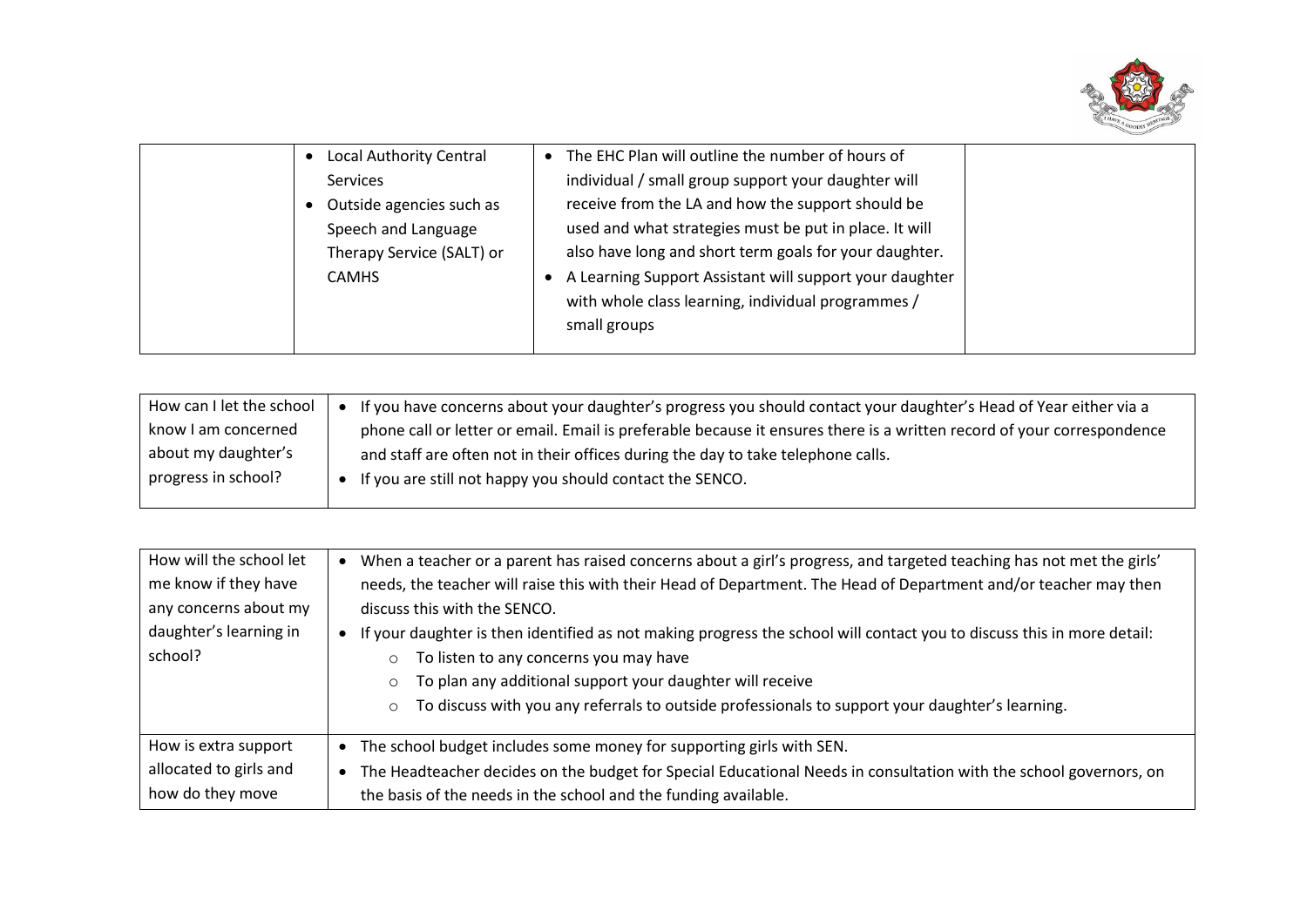| | Local Authority Central Services<br>Outside agencies such as Speech and Language Therapy Service (SALT) or CAMHS | The EHC Plan will outline the number of hours of individual / small group support your daughter will receive from the LA and how the support should be used and what strategies must be put in place. It will also have long and short term goals for your daughter.<br>A Learning Support Assistant will support your daughter with whole class learning, individual programmes / small groups | |
|---|---|---|---|

| How can I let the school know I am concerned about my daughter's progress in school? | • If you have concerns about your daughter's progress you should contact your daughter's Head of Year either via a phone call or letter or email. Email is preferable because it ensures there is a written record of your correspondence and staff are often not in their offices during the day to take telephone calls.<br>• If you are still not happy you should contact the SENCO. |
|---|---|

| How will the school let me know if they have any concerns about my daughter's learning in school? | • When a teacher or a parent has raised concerns about a girl's progress, and targeted teaching has not met the girls' needs, the teacher will raise this with their Head of Department. The Head of Department and/or teacher may then discuss this with the SENCO.<br>• If your daughter is then identified as not making progress the school will contact you to discuss this in more detail:<br>&nbsp;&nbsp;&nbsp;&nbsp;○ To listen to any concerns you may have<br>&nbsp;&nbsp;&nbsp;&nbsp;○ To plan any additional support your daughter will receive<br>&nbsp;&nbsp;&nbsp;&nbsp;○ To discuss with you any referrals to outside professionals to support your daughter's learning. |
|---|---|
| How is extra support allocated to girls and how do they move | • The school budget includes some money for supporting girls with SEN.<br>• The Headteacher decides on the budget for Special Educational Needs in consultation with the school governors, on the basis of the needs in the school and the funding available. |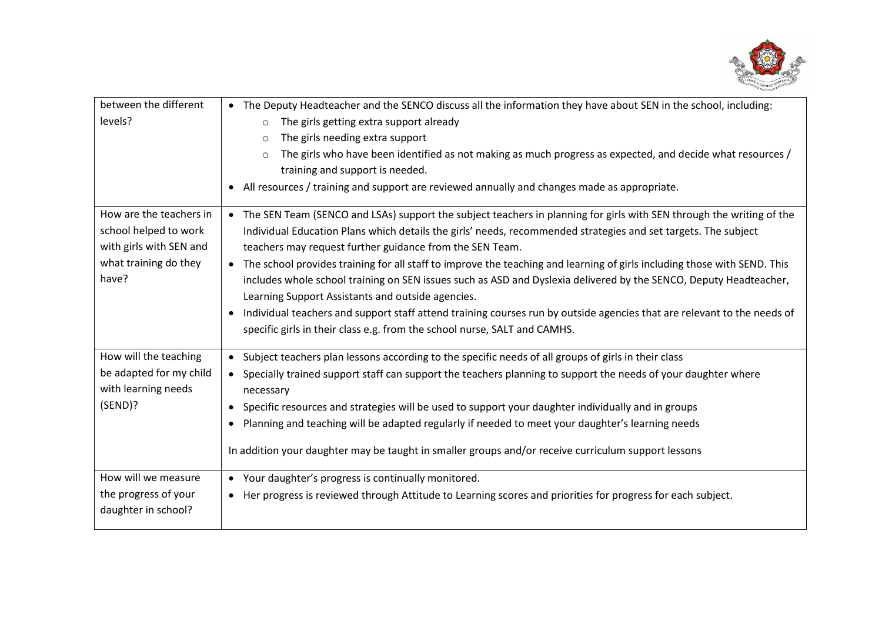| | |
|---|---|
| between the different levels? | • The Deputy Headteacher and the SENCO discuss all the information they have about SEN in the school, including:<br>  ○ The girls getting extra support already<br>  ○ The girls needing extra support<br>  ○ The girls who have been identified as not making as much progress as expected, and decide what resources / training and support is needed.<br>• All resources / training and support are reviewed annually and changes made as appropriate. |
| How are the teachers in school helped to work with girls with SEN and what training do they have? | • The SEN Team (SENCO and LSAs) support the subject teachers in planning for girls with SEN through the writing of the Individual Education Plans which details the girls' needs, recommended strategies and set targets. The subject teachers may request further guidance from the SEN Team.<br>• The school provides training for all staff to improve the teaching and learning of girls including those with SEND. This includes whole school training on SEN issues such as ASD and Dyslexia delivered by the SENCO, Deputy Headteacher, Learning Support Assistants and outside agencies.<br>• Individual teachers and support staff attend training courses run by outside agencies that are relevant to the needs of specific girls in their class e.g. from the school nurse, SALT and CAMHS. |
| How will the teaching be adapted for my child with learning needs (SEND)? | • Subject teachers plan lessons according to the specific needs of all groups of girls in their class<br>• Specially trained support staff can support the teachers planning to support the needs of your daughter where necessary<br>• Specific resources and strategies will be used to support your daughter individually and in groups<br>• Planning and teaching will be adapted regularly if needed to meet your daughter's learning needs<br><br>In addition your daughter may be taught in smaller groups and/or receive curriculum support lessons |
| How will we measure the progress of your daughter in school? | • Your daughter's progress is continually monitored.<br>• Her progress is reviewed through Attitude to Learning scores and priorities for progress for each subject. |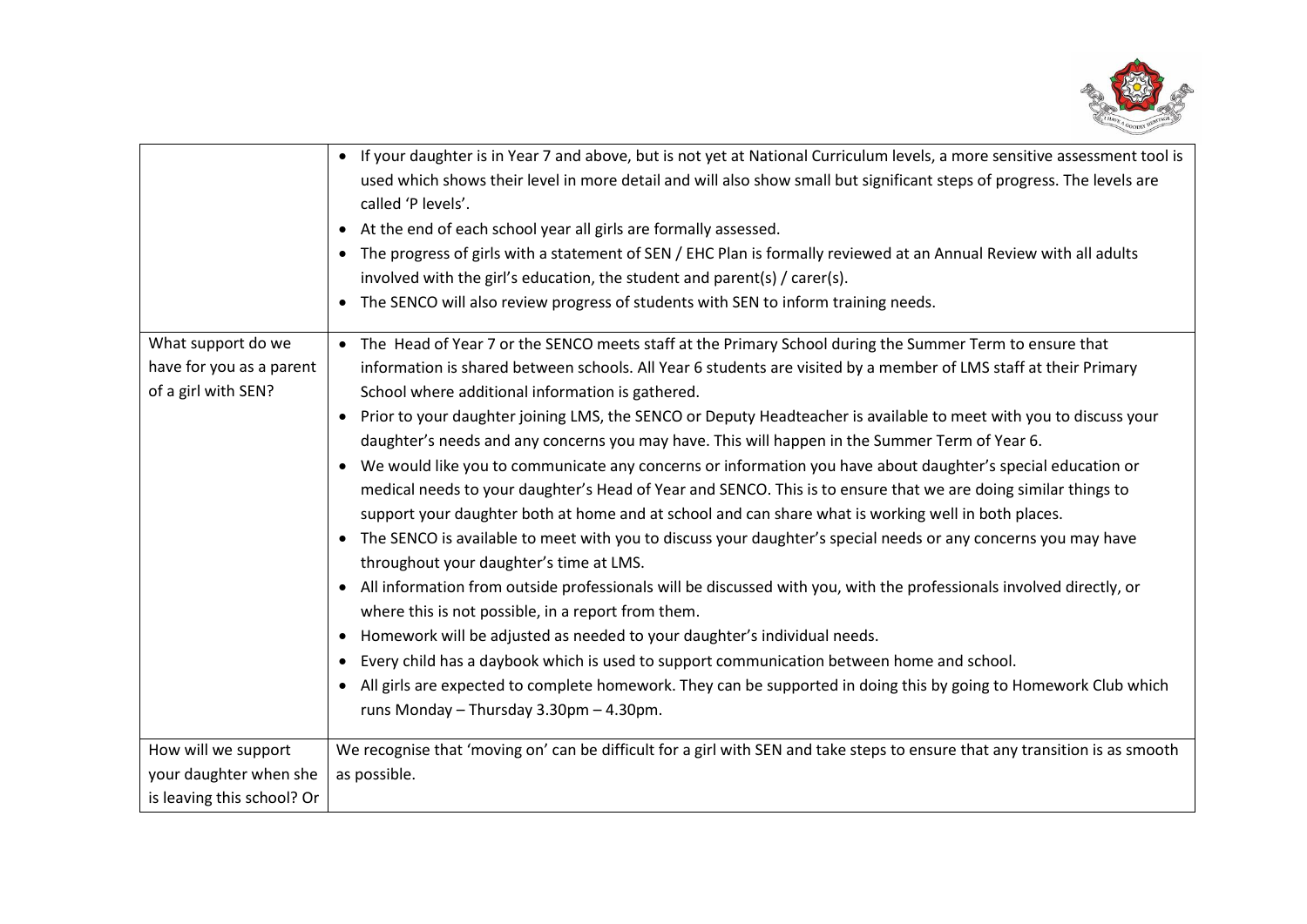| | |
|---|---|
| | • If your daughter is in Year 7 and above, but is not yet at National Curriculum levels, a more sensitive assessment tool is used which shows their level in more detail and will also show small but significant steps of progress. The levels are called 'P levels'.<br>• At the end of each school year all girls are formally assessed.<br>• The progress of girls with a statement of SEN / EHC Plan is formally reviewed at an Annual Review with all adults involved with the girl's education, the student and parent(s) / carer(s).<br>• The SENCO will also review progress of students with SEN to inform training needs. |
| What support do we have for you as a parent of a girl with SEN? | • The Head of Year 7 or the SENCO meets staff at the Primary School during the Summer Term to ensure that information is shared between schools. All Year 6 students are visited by a member of LMS staff at their Primary School where additional information is gathered.<br>• Prior to your daughter joining LMS, the SENCO or Deputy Headteacher is available to meet with you to discuss your daughter's needs and any concerns you may have. This will happen in the Summer Term of Year 6.<br>• We would like you to communicate any concerns or information you have about daughter's special education or medical needs to your daughter's Head of Year and SENCO. This is to ensure that we are doing similar things to support your daughter both at home and at school and can share what is working well in both places.<br>• The SENCO is available to meet with you to discuss your daughter's special needs or any concerns you may have throughout your daughter's time at LMS.<br>• All information from outside professionals will be discussed with you, with the professionals involved directly, or where this is not possible, in a report from them.<br>• Homework will be adjusted as needed to your daughter's individual needs.<br>• Every child has a daybook which is used to support communication between home and school.<br>• All girls are expected to complete homework. They can be supported in doing this by going to Homework Club which runs Monday – Thursday 3.30pm – 4.30pm. |
| How will we support your daughter when she is leaving this school? Or | We recognise that 'moving on' can be difficult for a girl with SEN and take steps to ensure that any transition is as smooth as possible. |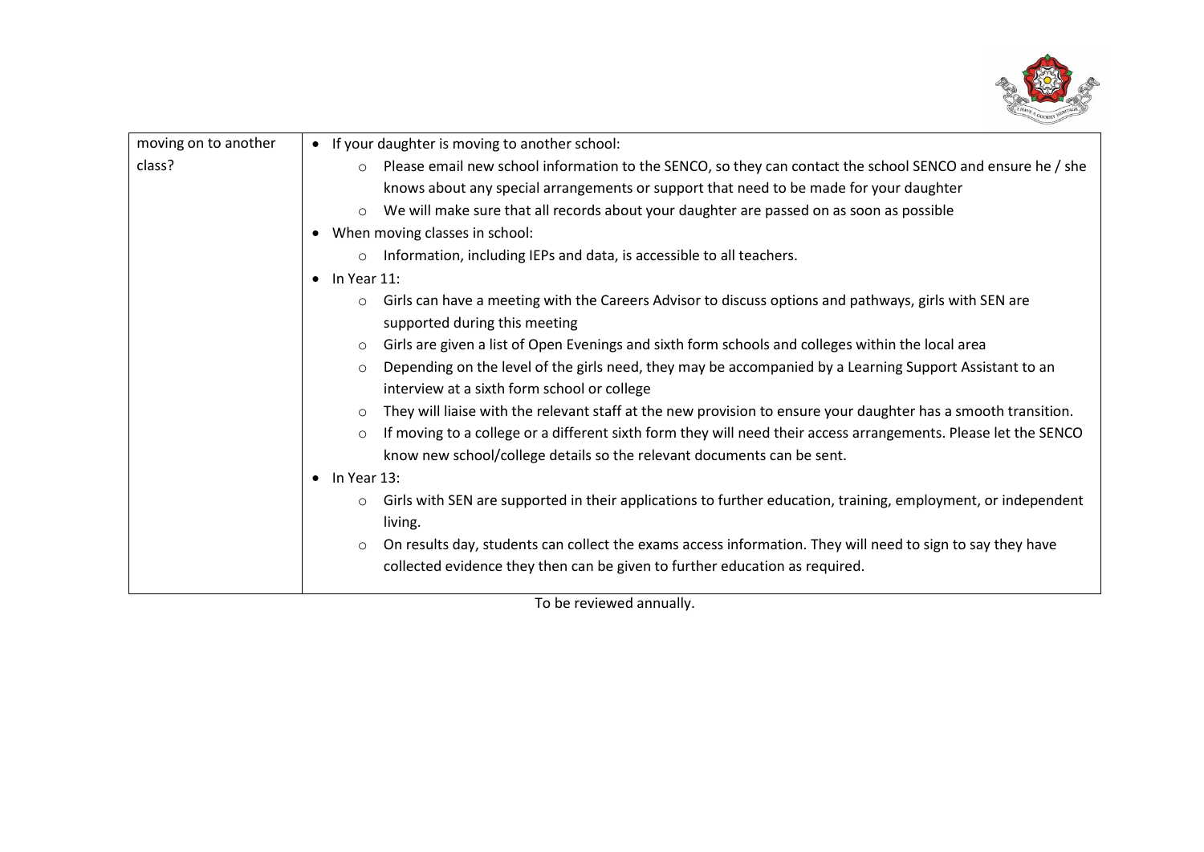| | |
|---|---|
| moving on to another class? | • If your daughter is moving to another school:<br>  ○ Please email new school information to the SENCO, so they can contact the school SENCO and ensure he / she knows about any special arrangements or support that need to be made for your daughter<br>  ○ We will make sure that all records about your daughter are passed on as soon as possible<br>• When moving classes in school:<br>  ○ Information, including IEPs and data, is accessible to all teachers.<br>• In Year 11:<br>  ○ Girls can have a meeting with the Careers Advisor to discuss options and pathways, girls with SEN are supported during this meeting<br>  ○ Girls are given a list of Open Evenings and sixth form schools and colleges within the local area<br>  ○ Depending on the level of the girls need, they may be accompanied by a Learning Support Assistant to an interview at a sixth form school or college<br>  ○ They will liaise with the relevant staff at the new provision to ensure your daughter has a smooth transition.<br>  ○ If moving to a college or a different sixth form they will need their access arrangements. Please let the SENCO know new school/college details so the relevant documents can be sent.<br>• In Year 13:<br>  ○ Girls with SEN are supported in their applications to further education, training, employment, or independent living.<br>  ○ On results day, students can collect the exams access information. They will need to sign to say they have collected evidence they then can be given to further education as required. |

To be reviewed annually.